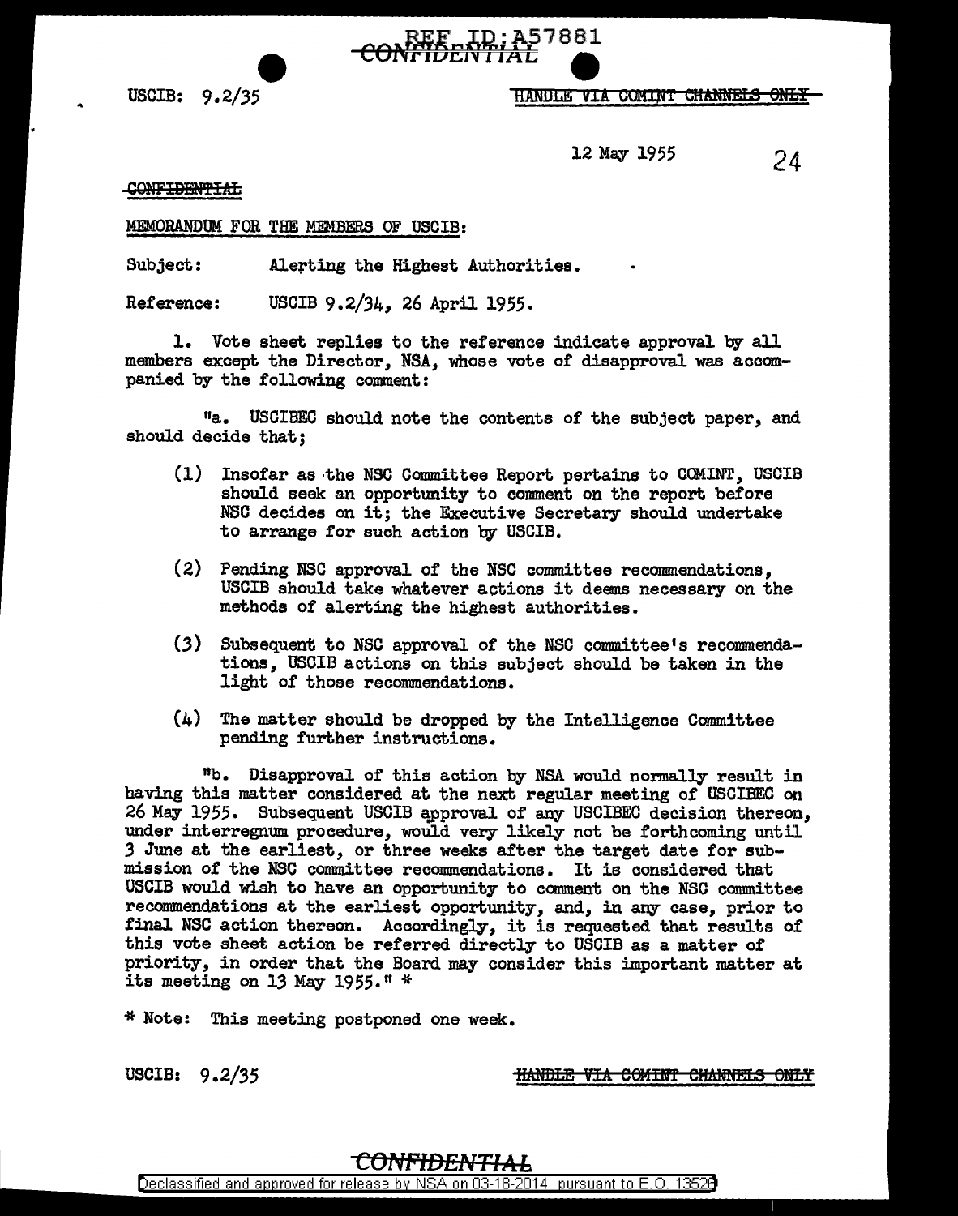REF ID:A57881

CONFIDENTIAL

USCIB: 9.2/35

HANDLE VIA COMINT CHANNELS ONLY

12 May 1955

24

CONFIDENTIAL

MEMORANDUM FOR THE MEMBERS OF USCIB:

Subject: Alerting the Highest Authorities.

Reference: USCIB 9.2/34, 26 April 1955.

1. Vote sheet replies to the reference indicate approval by all members except the Director, NSA, whose vote of disapproval was accompanied by the following comment:

"a. USCIBEC should note the contents of the subject paper, and should decide that;

(1) Insofar as the NSC Committee Report pertains to COMINT, USCIB should seek an opportunity to comment on the report before NSC decides on it; the Executive Secretary should undertake to arrange for such action by USCIB.

(2) Pending NSC approval of the NSC committee recommendations, USCIB should take whatever actions it deems necessary on the methods of alerting the highest authorities.

(3) Subsequent to NSC approval of the NSC committee's recommendations, USCIB actions on this subject should be taken in the light of those recommendations.

(4) The matter should be dropped by the Intelligence Committee pending further instructions.

"b. Disapproval of this action by NSA would normally result in having this matter considered at the next regular meeting of USCIBEC on 26 May 1955. Subsequent USCIB approval of any USCIBEC decision thereon, under interregnum procedure, would very likely not be forthcoming until 3 June at the earliest, or three weeks after the target date for submission of the NSC committee recommendations. It is considered that USCIB would wish to have an opportunity to comment on the NSC committee recommendations at the earliest opportunity, and, in any case, prior to final NSC action thereon. Accordingly, it is requested that results of this vote sheet action be referred directly to USCIB as a matter of priority, in order that the Board may consider this important matter at its meeting on 13 May 1955." *

\* Note: This meeting postponed one week.

USCIB: 9.2/35

HANDLE VIA COMINT CHANNELS ONLY

CONFIDENTIAL

Declassified and approved for release by NSA on 03-18-2014 pursuant to E.O. 13526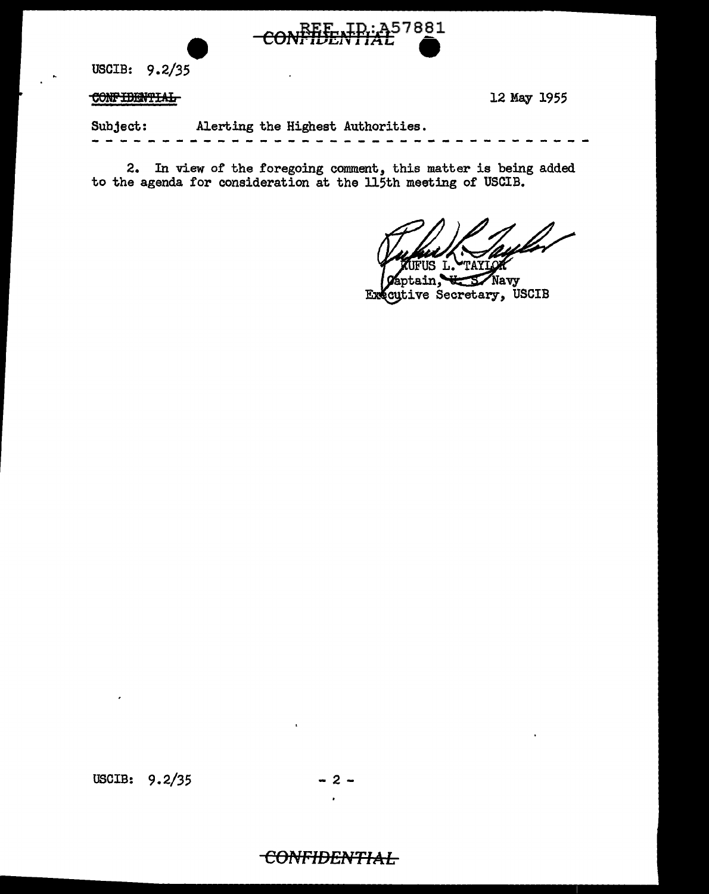USCIB: 9.2/35

~~CONFIDENTIAL~~

12 May 1955

Subject: Alerting the Highest Authorities.

- - - - - - - - - - - - - - - - - - - - - - - - - - - - - - - - - - - - -

2. In view of the foregoing comment, this matter is being added to the agenda for consideration at the 115th meeting of USCIB.

RUFUS L. TAYLOR
Captain, ~~U. S.~~ Navy
Executive Secretary, USCIB

USCIB: 9.2/35

~~CONFIDENTIAL~~